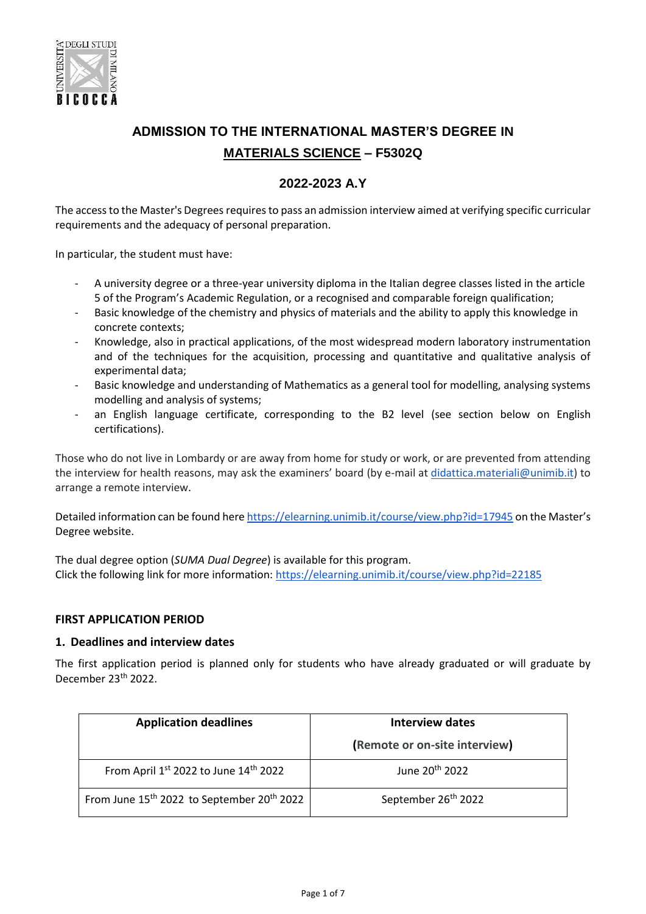# ADMISSION TO THE INTERNATIONAL MASTER'S DEGREE IN MATERIALS SCIENCE – F5302Q

## 2022-2023 A.Y

The access to the Master's Degrees requires to pass an admission interview aimed at verifying specific curricular requirements and the adequacy of personal preparation.

In particular, the student must have:

- A university degree or a three-year university diploma in the Italian degree classes listed in the article 5 of the Program's Academic Regulation, or a recognised and comparable foreign qualification;
- Basic knowledge of the chemistry and physics of materials and the ability to apply this knowledge in concrete contexts;
- Knowledge, also in practical applications, of the most widespread modern laboratory instrumentation and of the techniques for the acquisition, processing and quantitative and qualitative analysis of experimental data;
- Basic knowledge and understanding of Mathematics as a general tool for modelling, analysing systems modelling and analysis of systems;
- an English language certificate, corresponding to the B2 level (see section below on English certifications).

Those who do not live in Lombardy or are away from home for study or work, or are prevented from attending the interview for health reasons, may ask the examiners' board (by e-mail at didattica.materiali@unimib.it) to arrange a remote interview.

Detailed information can be found here https://elearning.unimib.it/course/view.php?id=17945 on the Master's Degree website.

The dual degree option (*SUMA Dual Degree*) is available for this program.
Click the following link for more information: https://elearning.unimib.it/course/view.php?id=22185

### FIRST APPLICATION PERIOD

### 1. Deadlines and interview dates

The first application period is planned only for students who have already graduated or will graduate by December 23th 2022.

| Application deadlines | Interview dates (Remote or on-site interview) |
| --- | --- |
| From April 1st 2022 to June 14th 2022 | June 20th 2022 |
| From June 15th 2022 to September 20th 2022 | September 26th 2022 |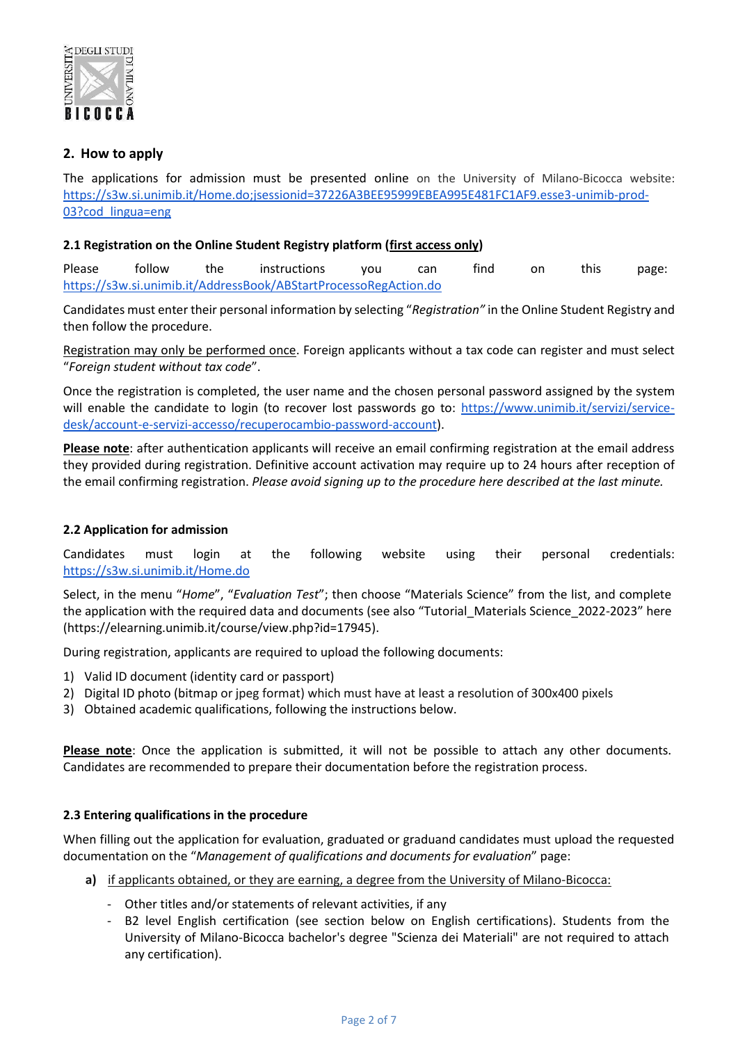## 2. How to apply

The applications for admission must be presented online on the University of Milano-Bicocca website: https://s3w.si.unimib.it/Home.do;jsessionid=37226A3BEE95999EBEA995E481FC1AF9.esse3-unimib-prod-03?cod_lingua=eng

### 2.1 Registration on the Online Student Registry platform (first access only)

Please follow the instructions you can find on this page: https://s3w.si.unimib.it/AddressBook/ABStartProcessoRegAction.do

Candidates must enter their personal information by selecting "*Registration"* in the Online Student Registry and then follow the procedure.

Registration may only be performed once. Foreign applicants without a tax code can register and must select "*Foreign student without tax code*".

Once the registration is completed, the user name and the chosen personal password assigned by the system will enable the candidate to login (to recover lost passwords go to: https://www.unimib.it/servizi/service-desk/account-e-servizi-accesso/recuperocambio-password-account).

**Please note**: after authentication applicants will receive an email confirming registration at the email address they provided during registration. Definitive account activation may require up to 24 hours after reception of the email confirming registration. *Please avoid signing up to the procedure here described at the last minute.*

### 2.2 Application for admission

Candidates must login at the following website using their personal credentials: https://s3w.si.unimib.it/Home.do

Select, in the menu "*Home*", "*Evaluation Test*"; then choose "Materials Science" from the list, and complete the application with the required data and documents (see also "Tutorial_Materials Science_2022-2023" here (https://elearning.unimib.it/course/view.php?id=17945).

During registration, applicants are required to upload the following documents:

1) Valid ID document (identity card or passport)
2) Digital ID photo (bitmap or jpeg format) which must have at least a resolution of 300x400 pixels
3) Obtained academic qualifications, following the instructions below.

**Please note**: Once the application is submitted, it will not be possible to attach any other documents. Candidates are recommended to prepare their documentation before the registration process.

### 2.3 Entering qualifications in the procedure

When filling out the application for evaluation, graduated or graduand candidates must upload the requested documentation on the "*Management of qualifications and documents for evaluation*" page:

**a)** if applicants obtained, or they are earning, a degree from the University of Milano-Bicocca:

- Other titles and/or statements of relevant activities, if any
- B2 level English certification (see section below on English certifications). Students from the University of Milano-Bicocca bachelor's degree "Scienza dei Materiali" are not required to attach any certification).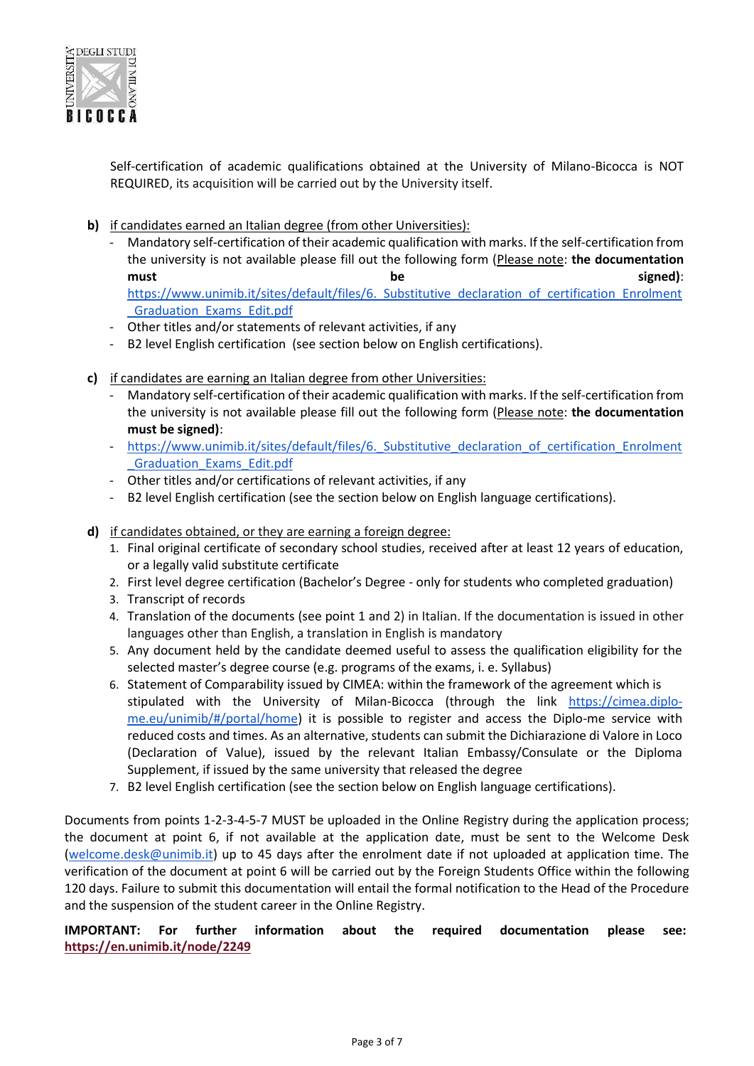Self-certification of academic qualifications obtained at the University of Milano-Bicocca is NOT REQUIRED, its acquisition will be carried out by the University itself.

**b)** <u>if candidates earned an Italian degree (from other Universities):</u>

- Mandatory self-certification of their academic qualification with marks. If the self-certification from the university is not available please fill out the following form (<u>Please note</u>: **the documentation must be signed)**: [https://www.unimib.it/sites/default/files/6._Substitutive_declaration_of_certification_Enrolment_Graduation_Exams_Edit.pdf](https://www.unimib.it/sites/default/files/6._Substitutive_declaration_of_certification_Enrolment_Graduation_Exams_Edit.pdf)
- Other titles and/or statements of relevant activities, if any
- B2 level English certification (see section below on English certifications).

**c)** <u>if candidates are earning an Italian degree from other Universities:</u>

- Mandatory self-certification of their academic qualification with marks. If the self-certification from the university is not available please fill out the following form (<u>Please note</u>: **the documentation must be signed)**:
- [https://www.unimib.it/sites/default/files/6._Substitutive_declaration_of_certification_Enrolment_Graduation_Exams_Edit.pdf](https://www.unimib.it/sites/default/files/6._Substitutive_declaration_of_certification_Enrolment_Graduation_Exams_Edit.pdf)
- Other titles and/or certifications of relevant activities, if any
- B2 level English certification (see the section below on English language certifications).

**d)** <u>if candidates obtained, or they are earning a foreign degree:</u>

1. Final original certificate of secondary school studies, received after at least 12 years of education, or a legally valid substitute certificate
2. First level degree certification (Bachelor's Degree - only for students who completed graduation)
3. Transcript of records
4. Translation of the documents (see point 1 and 2) in Italian. If the documentation is issued in other languages other than English, a translation in English is mandatory
5. Any document held by the candidate deemed useful to assess the qualification eligibility for the selected master's degree course (e.g. programs of the exams, i. e. Syllabus)
6. Statement of Comparability issued by CIMEA: within the framework of the agreement which is stipulated with the University of Milan-Bicocca (through the link [https://cimea.diplo-me.eu/unimib/#/portal/home](https://cimea.diplo-me.eu/unimib/#/portal/home)) it is possible to register and access the Diplo-me service with reduced costs and times. As an alternative, students can submit the Dichiarazione di Valore in Loco (Declaration of Value), issued by the relevant Italian Embassy/Consulate or the Diploma Supplement, if issued by the same university that released the degree
7. B2 level English certification (see the section below on English language certifications).

Documents from points 1-2-3-4-5-7 MUST be uploaded in the Online Registry during the application process; the document at point 6, if not available at the application date, must be sent to the Welcome Desk ([welcome.desk@unimib.it](mailto:welcome.desk@unimib.it)) up to 45 days after the enrolment date if not uploaded at application time. The verification of the document at point 6 will be carried out by the Foreign Students Office within the following 120 days. Failure to submit this documentation will entail the formal notification to the Head of the Procedure and the suspension of the student career in the Online Registry.

**IMPORTANT: For further information about the required documentation please see: [https://en.unimib.it/node/2249](https://en.unimib.it/node/2249)**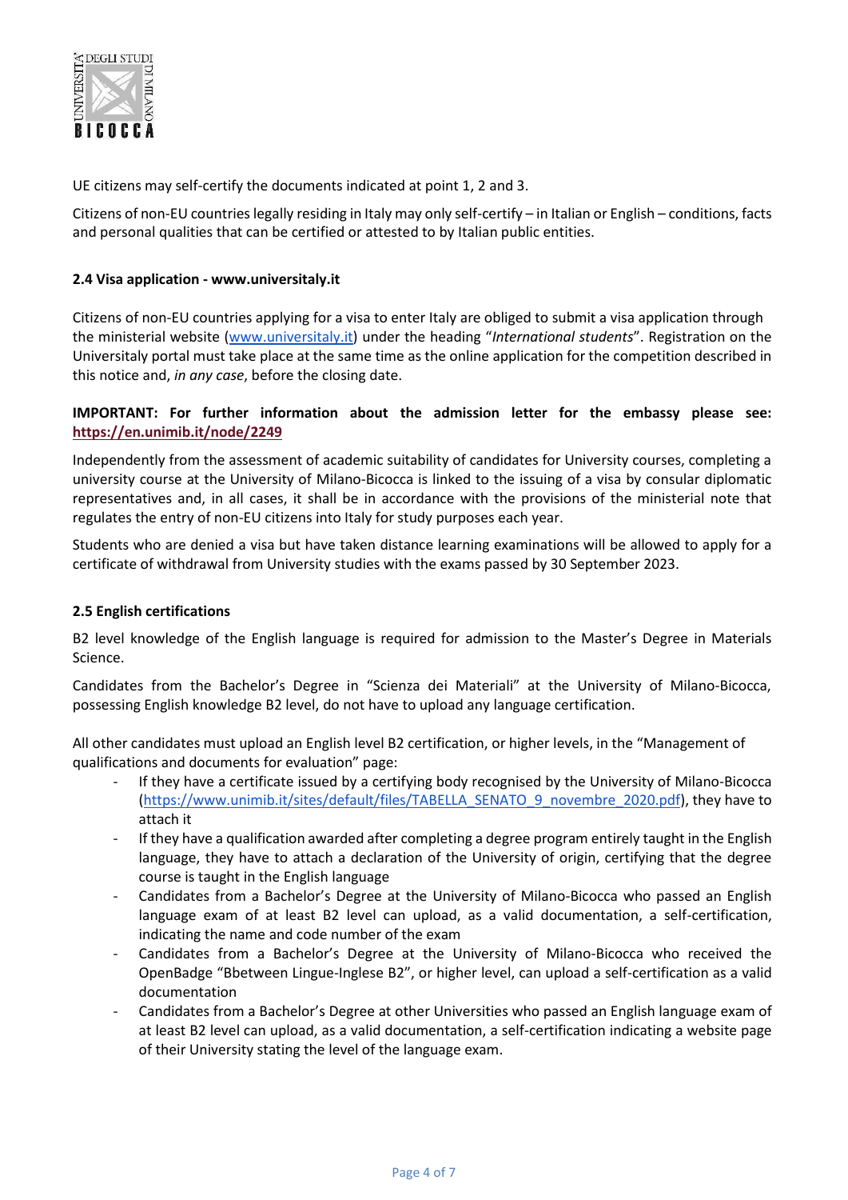UE citizens may self-certify the documents indicated at point 1, 2 and 3.

Citizens of non-EU countries legally residing in Italy may only self-certify – in Italian or English – conditions, facts and personal qualities that can be certified or attested to by Italian public entities.

### 2.4 Visa application - www.universitaly.it

Citizens of non-EU countries applying for a visa to enter Italy are obliged to submit a visa application through the ministerial website (www.universitaly.it) under the heading "*International students*". Registration on the Universitaly portal must take place at the same time as the online application for the competition described in this notice and, *in any case*, before the closing date.

**IMPORTANT: For further information about the admission letter for the embassy please see: https://en.unimib.it/node/2249**

Independently from the assessment of academic suitability of candidates for University courses, completing a university course at the University of Milano-Bicocca is linked to the issuing of a visa by consular diplomatic representatives and, in all cases, it shall be in accordance with the provisions of the ministerial note that regulates the entry of non-EU citizens into Italy for study purposes each year.

Students who are denied a visa but have taken distance learning examinations will be allowed to apply for a certificate of withdrawal from University studies with the exams passed by 30 September 2023.

### 2.5 English certifications

B2 level knowledge of the English language is required for admission to the Master's Degree in Materials Science.

Candidates from the Bachelor's Degree in "Scienza dei Materiali" at the University of Milano-Bicocca, possessing English knowledge B2 level, do not have to upload any language certification.

All other candidates must upload an English level B2 certification, or higher levels, in the "Management of qualifications and documents for evaluation" page:

- If they have a certificate issued by a certifying body recognised by the University of Milano-Bicocca (https://www.unimib.it/sites/default/files/TABELLA_SENATO_9_novembre_2020.pdf), they have to attach it
- If they have a qualification awarded after completing a degree program entirely taught in the English language, they have to attach a declaration of the University of origin, certifying that the degree course is taught in the English language
- Candidates from a Bachelor's Degree at the University of Milano-Bicocca who passed an English language exam of at least B2 level can upload, as a valid documentation, a self-certification, indicating the name and code number of the exam
- Candidates from a Bachelor's Degree at the University of Milano-Bicocca who received the OpenBadge "Bbetween Lingue-Inglese B2", or higher level, can upload a self-certification as a valid documentation
- Candidates from a Bachelor's Degree at other Universities who passed an English language exam of at least B2 level can upload, as a valid documentation, a self-certification indicating a website page of their University stating the level of the language exam.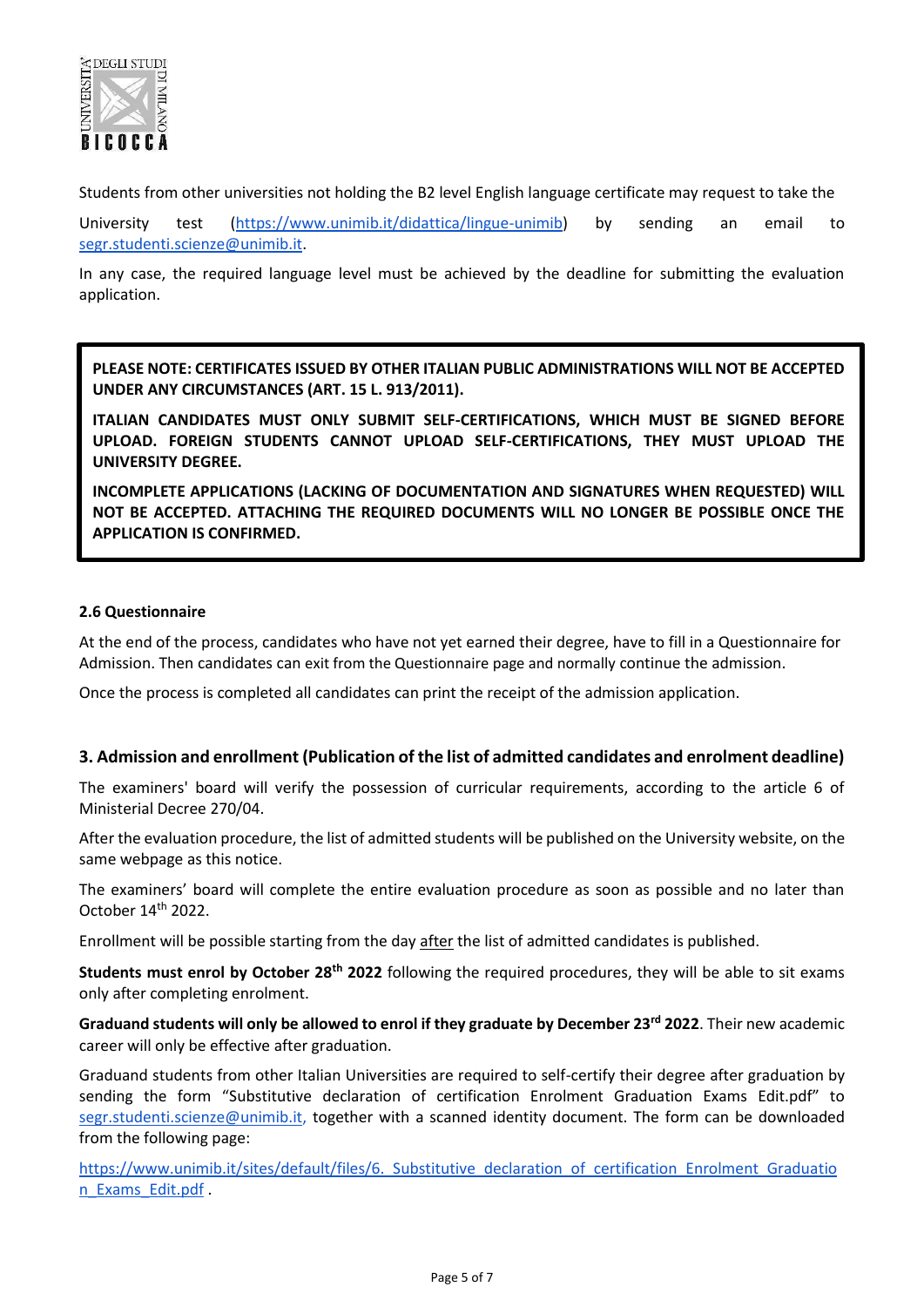Students from other universities not holding the B2 level English language certificate may request to take the University test (https://www.unimib.it/didattica/lingue-unimib) by sending an email to segr.studenti.scienze@unimib.it.

In any case, the required language level must be achieved by the deadline for submitting the evaluation application.

**PLEASE NOTE: CERTIFICATES ISSUED BY OTHER ITALIAN PUBLIC ADMINISTRATIONS WILL NOT BE ACCEPTED UNDER ANY CIRCUMSTANCES (ART. 15 L. 913/2011).**

**ITALIAN CANDIDATES MUST ONLY SUBMIT SELF-CERTIFICATIONS, WHICH MUST BE SIGNED BEFORE UPLOAD. FOREIGN STUDENTS CANNOT UPLOAD SELF-CERTIFICATIONS, THEY MUST UPLOAD THE UNIVERSITY DEGREE.**

**INCOMPLETE APPLICATIONS (LACKING OF DOCUMENTATION AND SIGNATURES WHEN REQUESTED) WILL NOT BE ACCEPTED. ATTACHING THE REQUIRED DOCUMENTS WILL NO LONGER BE POSSIBLE ONCE THE APPLICATION IS CONFIRMED.**

#### 2.6 Questionnaire

At the end of the process, candidates who have not yet earned their degree, have to fill in a Questionnaire for Admission. Then candidates can exit from the Questionnaire page and normally continue the admission.

Once the process is completed all candidates can print the receipt of the admission application.

## 3. Admission and enrollment (Publication of the list of admitted candidates and enrolment deadline)

The examiners' board will verify the possession of curricular requirements, according to the article 6 of Ministerial Decree 270/04.

After the evaluation procedure, the list of admitted students will be published on the University website, on the same webpage as this notice.

The examiners' board will complete the entire evaluation procedure as soon as possible and no later than October 14th 2022.

Enrollment will be possible starting from the day after the list of admitted candidates is published.

**Students must enrol by October 28th 2022** following the required procedures, they will be able to sit exams only after completing enrolment.

**Graduand students will only be allowed to enrol if they graduate by December 23rd 2022**. Their new academic career will only be effective after graduation.

Graduand students from other Italian Universities are required to self-certify their degree after graduation by sending the form "Substitutive declaration of certification Enrolment Graduation Exams Edit.pdf" to segr.studenti.scienze@unimib.it, together with a scanned identity document. The form can be downloaded from the following page:

https://www.unimib.it/sites/default/files/6._Substitutive_declaration_of_certification_Enrolment_Graduation_Exams_Edit.pdf .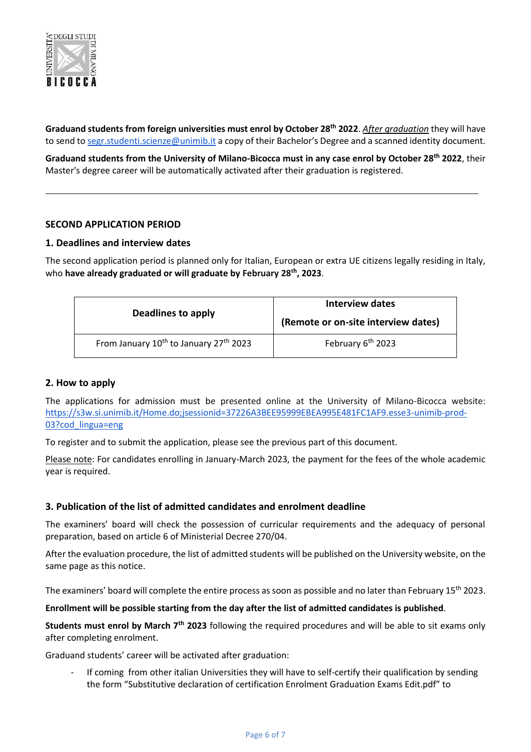**Graduand students from foreign universities must enrol by October 28th 2022**. *After graduation* they will have to send to segr.studenti.scienze@unimib.it a copy of their Bachelor's Degree and a scanned identity document.

**Graduand students from the University of Milano-Bicocca must in any case enrol by October 28th 2022**, their Master's degree career will be automatically activated after their graduation is registered.

---

## SECOND APPLICATION PERIOD

### 1. Deadlines and interview dates

The second application period is planned only for Italian, European or extra UE citizens legally residing in Italy, who **have already graduated or will graduate by February 28th, 2023**.

| Deadlines to apply | Interview dates (Remote or on-site interview dates) |
|---|---|
| From January 10th to January 27th 2023 | February 6th 2023 |

### 2. How to apply

The applications for admission must be presented online at the University of Milano-Bicocca website: https://s3w.si.unimib.it/Home.do;jsessionid=37226A3BEE95999EBEA995E481FC1AF9.esse3-unimib-prod-03?cod_lingua=eng

To register and to submit the application, please see the previous part of this document.

Please note: For candidates enrolling in January-March 2023, the payment for the fees of the whole academic year is required.

### 3. Publication of the list of admitted candidates and enrolment deadline

The examiners' board will check the possession of curricular requirements and the adequacy of personal preparation, based on article 6 of Ministerial Decree 270/04.

After the evaluation procedure, the list of admitted students will be published on the University website, on the same page as this notice.

The examiners' board will complete the entire process as soon as possible and no later than February 15th 2023.

**Enrollment will be possible starting from the day after the list of admitted candidates is published**.

**Students must enrol by March 7th 2023** following the required procedures and will be able to sit exams only after completing enrolment.

Graduand students' career will be activated after graduation:

- If coming from other italian Universities they will have to self-certify their qualification by sending the form "Substitutive declaration of certification Enrolment Graduation Exams Edit.pdf" to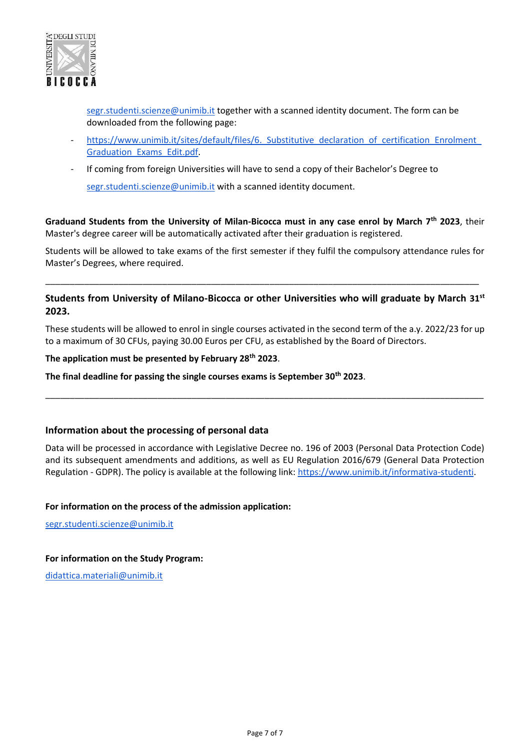segr.studenti.scienze@unimib.it together with a scanned identity document. The form can be downloaded from the following page:

- https://www.unimib.it/sites/default/files/6._Substitutive_declaration_of_certification_Enrolment_Graduation_Exams_Edit.pdf.
- If coming from foreign Universities will have to send a copy of their Bachelor's Degree to segr.studenti.scienze@unimib.it with a scanned identity document.

**Graduand Students from the University of Milan-Bicocca must in any case enrol by March 7th 2023**, their Master's degree career will be automatically activated after their graduation is registered.

Students will be allowed to take exams of the first semester if they fulfil the compulsory attendance rules for Master's Degrees, where required.

---

### Students from University of Milano-Bicocca or other Universities who will graduate by March 31st 2023.

These students will be allowed to enrol in single courses activated in the second term of the a.y. 2022/23 for up to a maximum of 30 CFUs, paying 30.00 Euros per CFU, as established by the Board of Directors.

**The application must be presented by February 28th 2023**.

**The final deadline for passing the single courses exams is September 30th 2023**.

---

### Information about the processing of personal data

Data will be processed in accordance with Legislative Decree no. 196 of 2003 (Personal Data Protection Code) and its subsequent amendments and additions, as well as EU Regulation 2016/679 (General Data Protection Regulation - GDPR). The policy is available at the following link: https://www.unimib.it/informativa-studenti.

**For information on the process of the admission application:**

segr.studenti.scienze@unimib.it

**For information on the Study Program:**

didattica.materiali@unimib.it